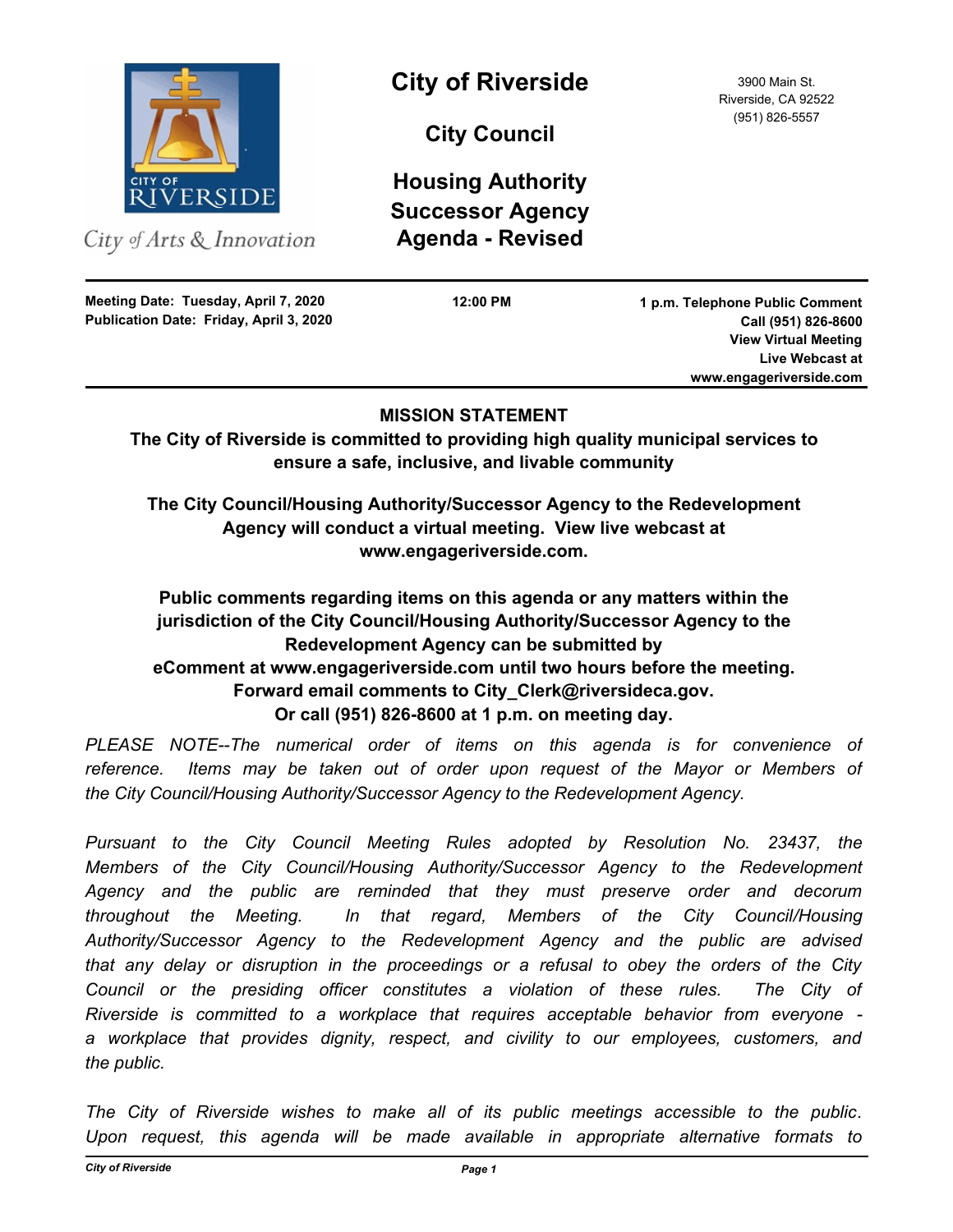City of Arts & Innovation

# City of Riverside

## City Council

## Housing Authority
## Successor Agency
## Agenda - Revised

3900 Main St.
Riverside, CA 92522
(951) 826-5557

**Meeting Date: Tuesday, April 7, 2020**
**Publication Date: Friday, April 3, 2020**

**12:00 PM**

**1 p.m. Telephone Public Comment**
**Call (951) 826-8600**
**View Virtual Meeting**
**Live Webcast at**
**www.engageriverside.com**

---

**MISSION STATEMENT**

**The City of Riverside is committed to providing high quality municipal services to ensure a safe, inclusive, and livable community**

**The City Council/Housing Authority/Successor Agency to the Redevelopment Agency will conduct a virtual meeting. View live webcast at www.engageriverside.com.**

**Public comments regarding items on this agenda or any matters within the jurisdiction of the City Council/Housing Authority/Successor Agency to the Redevelopment Agency can be submitted by eComment at www.engageriverside.com until two hours before the meeting. Forward email comments to City_Clerk@riversideca.gov. Or call (951) 826-8600 at 1 p.m. on meeting day.**

*PLEASE NOTE--The numerical order of items on this agenda is for convenience of reference. Items may be taken out of order upon request of the Mayor or Members of the City Council/Housing Authority/Successor Agency to the Redevelopment Agency.*

*Pursuant to the City Council Meeting Rules adopted by Resolution No. 23437, the Members of the City Council/Housing Authority/Successor Agency to the Redevelopment Agency and the public are reminded that they must preserve order and decorum throughout the Meeting. In that regard, Members of the City Council/Housing Authority/Successor Agency to the Redevelopment Agency and the public are advised that any delay or disruption in the proceedings or a refusal to obey the orders of the City Council or the presiding officer constitutes a violation of these rules. The City of Riverside is committed to a workplace that requires acceptable behavior from everyone - a workplace that provides dignity, respect, and civility to our employees, customers, and the public.*

*The City of Riverside wishes to make all of its public meetings accessible to the public. Upon request, this agenda will be made available in appropriate alternative formats to*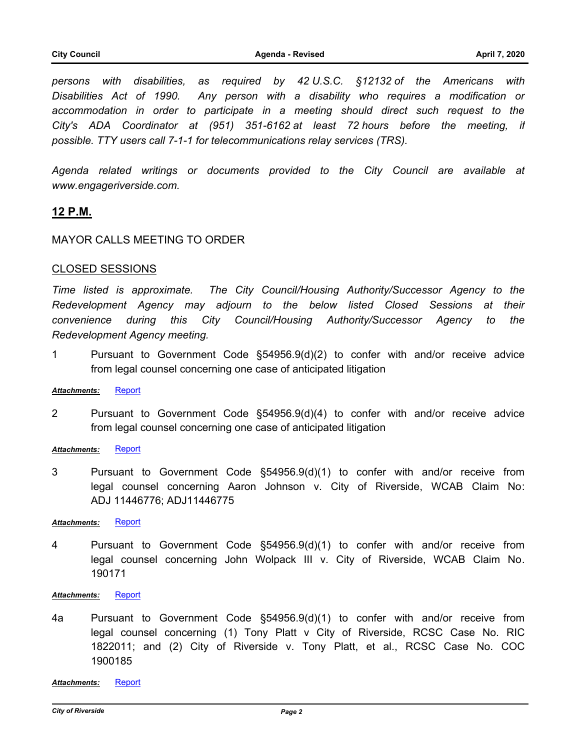*persons with disabilities, as required by 42 U.S.C. §12132 of the Americans with Disabilities Act of 1990. Any person with a disability who requires a modification or accommodation in order to participate in a meeting should direct such request to the City's ADA Coordinator at (951) 351-6162 at least 72 hours before the meeting, if possible. TTY users call 7-1-1 for telecommunications relay services (TRS).*

*Agenda related writings or documents provided to the City Council are available at www.engageriverside.com.*

## 12 P.M.

MAYOR CALLS MEETING TO ORDER

### CLOSED SESSIONS

*Time listed is approximate. The City Council/Housing Authority/Successor Agency to the Redevelopment Agency may adjourn to the below listed Closed Sessions at their convenience during this City Council/Housing Authority/Successor Agency to the Redevelopment Agency meeting.*

1 Pursuant to Government Code §54956.9(d)(2) to confer with and/or receive advice from legal counsel concerning one case of anticipated litigation

***Attachments:*** Report

2 Pursuant to Government Code §54956.9(d)(4) to confer with and/or receive advice from legal counsel concerning one case of anticipated litigation

***Attachments:*** Report

3 Pursuant to Government Code §54956.9(d)(1) to confer with and/or receive from legal counsel concerning Aaron Johnson v. City of Riverside, WCAB Claim No: ADJ 11446776; ADJ11446775

***Attachments:*** Report

4 Pursuant to Government Code §54956.9(d)(1) to confer with and/or receive from legal counsel concerning John Wolpack III v. City of Riverside, WCAB Claim No. 190171

***Attachments:*** Report

4a Pursuant to Government Code §54956.9(d)(1) to confer with and/or receive from legal counsel concerning (1) Tony Platt v City of Riverside, RCSC Case No. RIC 1822011; and (2) City of Riverside v. Tony Platt, et al., RCSC Case No. COC 1900185

***Attachments:*** Report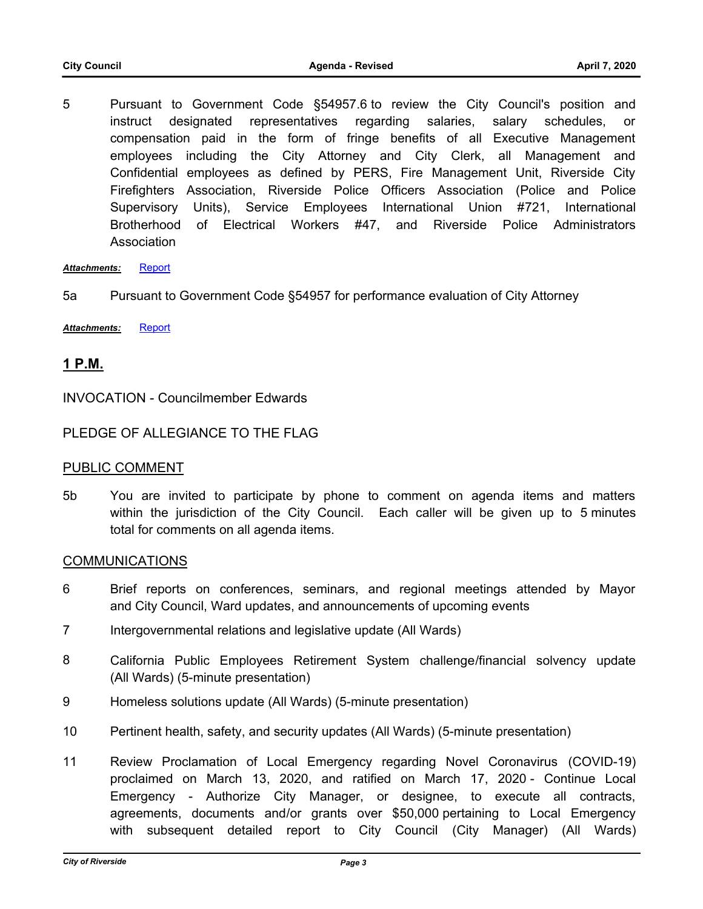5 Pursuant to Government Code §54957.6 to review the City Council's position and instruct designated representatives regarding salaries, salary schedules, or compensation paid in the form of fringe benefits of all Executive Management employees including the City Attorney and City Clerk, all Management and Confidential employees as defined by PERS, Fire Management Unit, Riverside City Firefighters Association, Riverside Police Officers Association (Police and Police Supervisory Units), Service Employees International Union #721, International Brotherhood of Electrical Workers #47, and Riverside Police Administrators Association

***Attachments:*** Report

5a Pursuant to Government Code §54957 for performance evaluation of City Attorney

***Attachments:*** Report

## **1 P.M.**

INVOCATION - Councilmember Edwards

PLEDGE OF ALLEGIANCE TO THE FLAG

## PUBLIC COMMENT

5b You are invited to participate by phone to comment on agenda items and matters within the jurisdiction of the City Council. Each caller will be given up to 5 minutes total for comments on all agenda items.

## COMMUNICATIONS

6 Brief reports on conferences, seminars, and regional meetings attended by Mayor and City Council, Ward updates, and announcements of upcoming events

7 Intergovernmental relations and legislative update (All Wards)

8 California Public Employees Retirement System challenge/financial solvency update (All Wards) (5-minute presentation)

9 Homeless solutions update (All Wards) (5-minute presentation)

10 Pertinent health, safety, and security updates (All Wards) (5-minute presentation)

11 Review Proclamation of Local Emergency regarding Novel Coronavirus (COVID-19) proclaimed on March 13, 2020, and ratified on March 17, 2020 - Continue Local Emergency - Authorize City Manager, or designee, to execute all contracts, agreements, documents and/or grants over $50,000 pertaining to Local Emergency with subsequent detailed report to City Council (City Manager) (All Wards)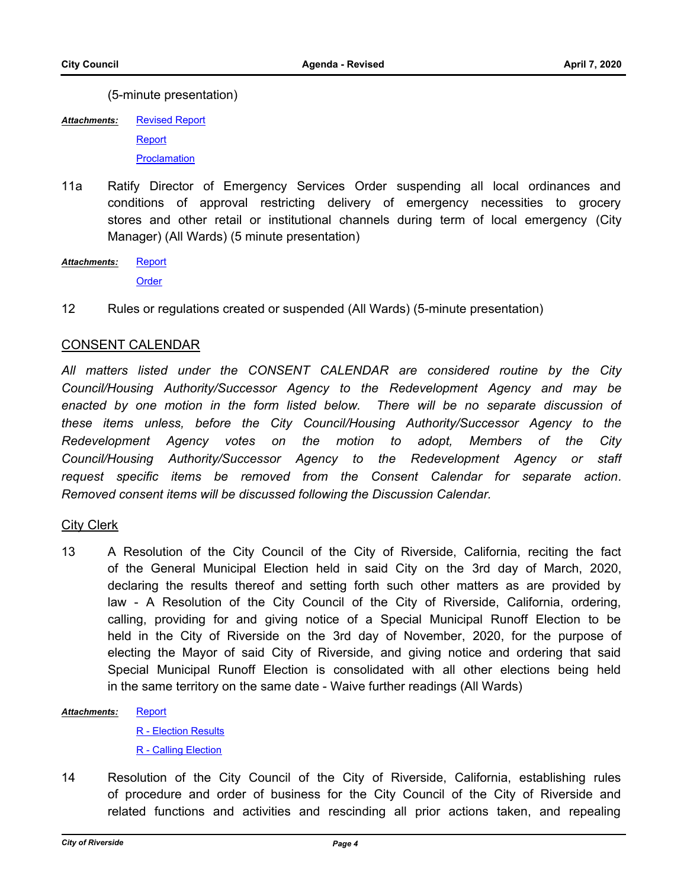(5-minute presentation)

***Attachments:*** Revised Report

Report

Proclamation

11a Ratify Director of Emergency Services Order suspending all local ordinances and conditions of approval restricting delivery of emergency necessities to grocery stores and other retail or institutional channels during term of local emergency (City Manager) (All Wards) (5 minute presentation)

***Attachments:*** Report

Order

12 Rules or regulations created or suspended (All Wards) (5-minute presentation)

## CONSENT CALENDAR

*All matters listed under the CONSENT CALENDAR are considered routine by the City Council/Housing Authority/Successor Agency to the Redevelopment Agency and may be enacted by one motion in the form listed below. There will be no separate discussion of these items unless, before the City Council/Housing Authority/Successor Agency to the Redevelopment Agency votes on the motion to adopt, Members of the City Council/Housing Authority/Successor Agency to the Redevelopment Agency or staff request specific items be removed from the Consent Calendar for separate action. Removed consent items will be discussed following the Discussion Calendar.*

### City Clerk

13 A Resolution of the City Council of the City of Riverside, California, reciting the fact of the General Municipal Election held in said City on the 3rd day of March, 2020, declaring the results thereof and setting forth such other matters as are provided by law - A Resolution of the City Council of the City of Riverside, California, ordering, calling, providing for and giving notice of a Special Municipal Runoff Election to be held in the City of Riverside on the 3rd day of November, 2020, for the purpose of electing the Mayor of said City of Riverside, and giving notice and ordering that said Special Municipal Runoff Election is consolidated with all other elections being held in the same territory on the same date - Waive further readings (All Wards)

***Attachments:*** Report

R - Election Results

R - Calling Election

14 Resolution of the City Council of the City of Riverside, California, establishing rules of procedure and order of business for the City Council of the City of Riverside and related functions and activities and rescinding all prior actions taken, and repealing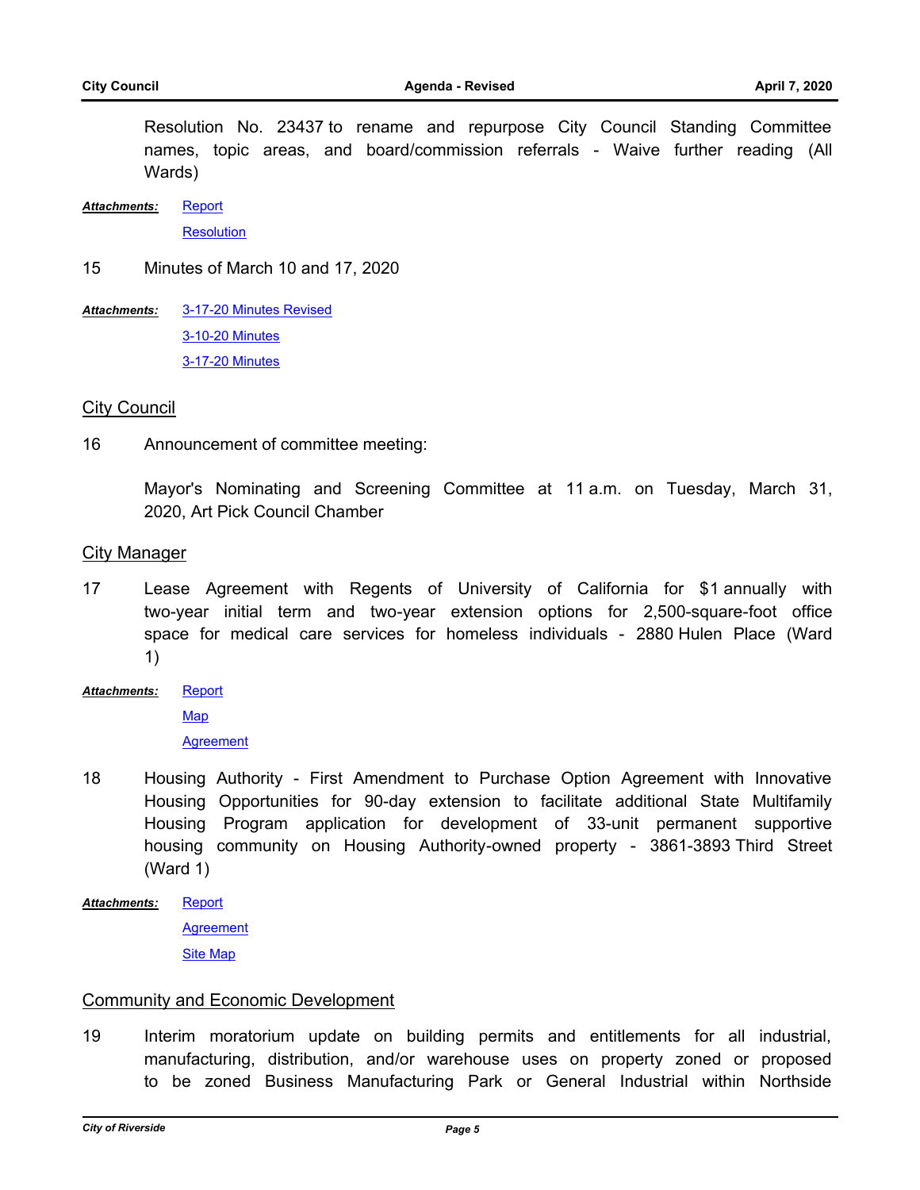Resolution No. 23437 to rename and repurpose City Council Standing Committee names, topic areas, and board/commission referrals - Waive further reading (All Wards)

***Attachments:*** Report
Resolution

15 Minutes of March 10 and 17, 2020

***Attachments:*** 3-17-20 Minutes Revised
3-10-20 Minutes
3-17-20 Minutes

## City Council

16 Announcement of committee meeting:

Mayor's Nominating and Screening Committee at 11 a.m. on Tuesday, March 31, 2020, Art Pick Council Chamber

## City Manager

17 Lease Agreement with Regents of University of California for $1 annually with two-year initial term and two-year extension options for 2,500-square-foot office space for medical care services for homeless individuals - 2880 Hulen Place (Ward 1)

***Attachments:*** Report
Map
Agreement

18 Housing Authority - First Amendment to Purchase Option Agreement with Innovative Housing Opportunities for 90-day extension to facilitate additional State Multifamily Housing Program application for development of 33-unit permanent supportive housing community on Housing Authority-owned property - 3861-3893 Third Street (Ward 1)

***Attachments:*** Report
Agreement
Site Map

## Community and Economic Development

19 Interim moratorium update on building permits and entitlements for all industrial, manufacturing, distribution, and/or warehouse uses on property zoned or proposed to be zoned Business Manufacturing Park or General Industrial within Northside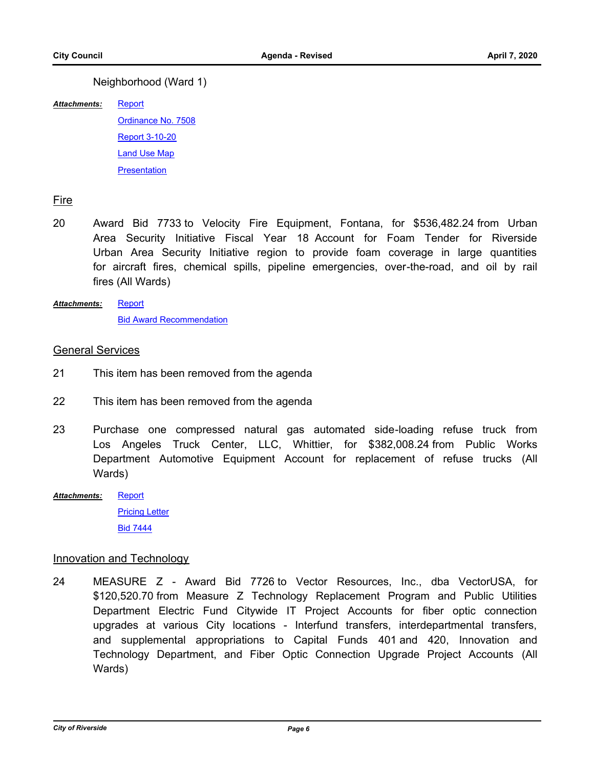Neighborhood (Ward 1)

***Attachments:*** Report

Ordinance No. 7508

Report 3-10-20

Land Use Map

Presentation

## Fire

20 Award Bid 7733 to Velocity Fire Equipment, Fontana, for $536,482.24 from Urban Area Security Initiative Fiscal Year 18 Account for Foam Tender for Riverside Urban Area Security Initiative region to provide foam coverage in large quantities for aircraft fires, chemical spills, pipeline emergencies, over-the-road, and oil by rail fires (All Wards)

***Attachments:*** Report

Bid Award Recommendation

## General Services

21 This item has been removed from the agenda

22 This item has been removed from the agenda

23 Purchase one compressed natural gas automated side-loading refuse truck from Los Angeles Truck Center, LLC, Whittier, for $382,008.24 from Public Works Department Automotive Equipment Account for replacement of refuse trucks (All Wards)

***Attachments:*** Report

Pricing Letter

Bid 7444

## Innovation and Technology

24 MEASURE Z - Award Bid 7726 to Vector Resources, Inc., dba VectorUSA, for $120,520.70 from Measure Z Technology Replacement Program and Public Utilities Department Electric Fund Citywide IT Project Accounts for fiber optic connection upgrades at various City locations - Interfund transfers, interdepartmental transfers, and supplemental appropriations to Capital Funds 401 and 420, Innovation and Technology Department, and Fiber Optic Connection Upgrade Project Accounts (All Wards)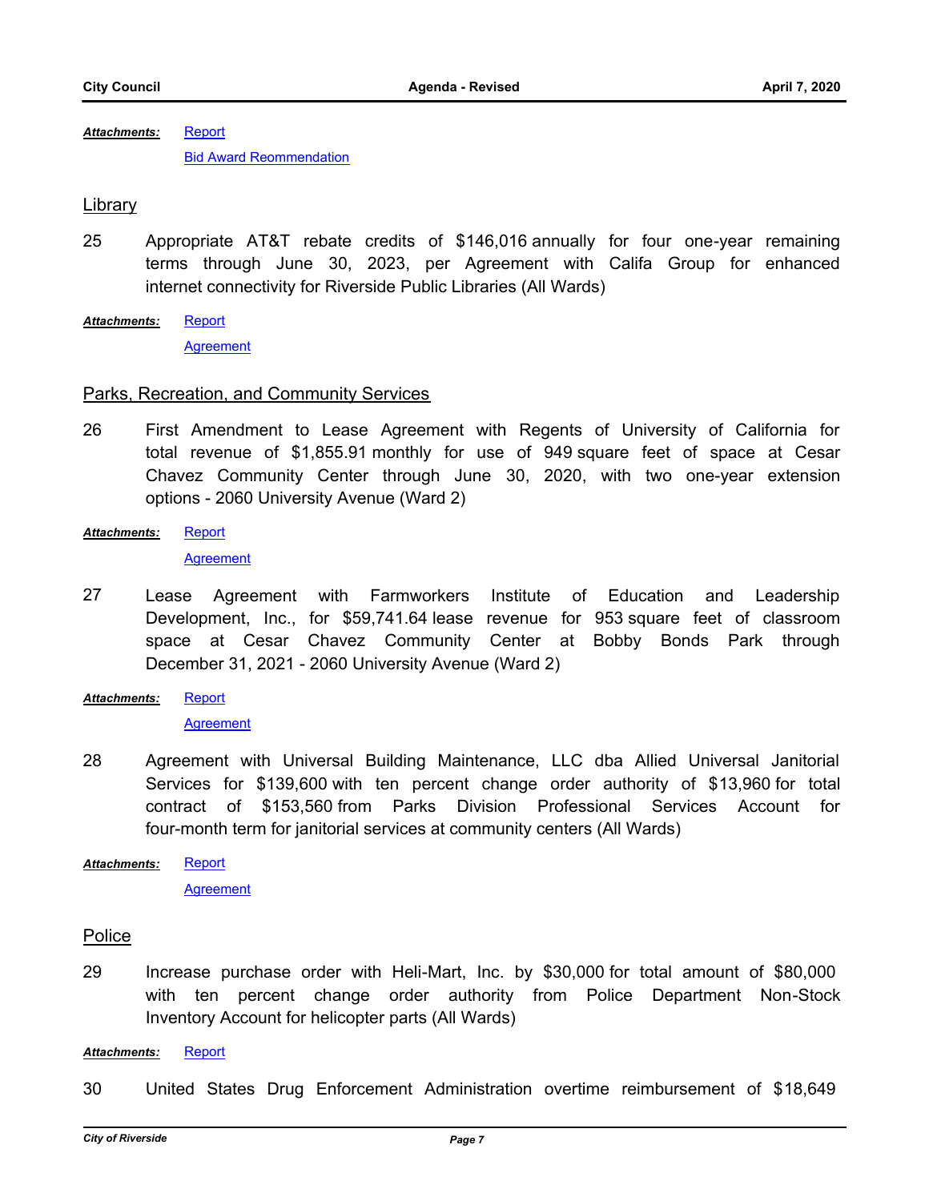***Attachments:*** Report

Bid Award Reommendation

## Library

25 Appropriate AT&T rebate credits of $146,016 annually for four one-year remaining terms through June 30, 2023, per Agreement with Califa Group for enhanced internet connectivity for Riverside Public Libraries (All Wards)

***Attachments:*** Report

Agreement

## Parks, Recreation, and Community Services

26 First Amendment to Lease Agreement with Regents of University of California for total revenue of $1,855.91 monthly for use of 949 square feet of space at Cesar Chavez Community Center through June 30, 2020, with two one-year extension options - 2060 University Avenue (Ward 2)

***Attachments:*** Report

Agreement

27 Lease Agreement with Farmworkers Institute of Education and Leadership Development, Inc., for $59,741.64 lease revenue for 953 square feet of classroom space at Cesar Chavez Community Center at Bobby Bonds Park through December 31, 2021 - 2060 University Avenue (Ward 2)

***Attachments:*** Report

Agreement

28 Agreement with Universal Building Maintenance, LLC dba Allied Universal Janitorial Services for $139,600 with ten percent change order authority of $13,960 for total contract of $153,560 from Parks Division Professional Services Account for four-month term for janitorial services at community centers (All Wards)

***Attachments:*** Report

Agreement

## Police

29 Increase purchase order with Heli-Mart, Inc. by $30,000 for total amount of $80,000 with ten percent change order authority from Police Department Non-Stock Inventory Account for helicopter parts (All Wards)

***Attachments:*** Report

30 United States Drug Enforcement Administration overtime reimbursement of $18,649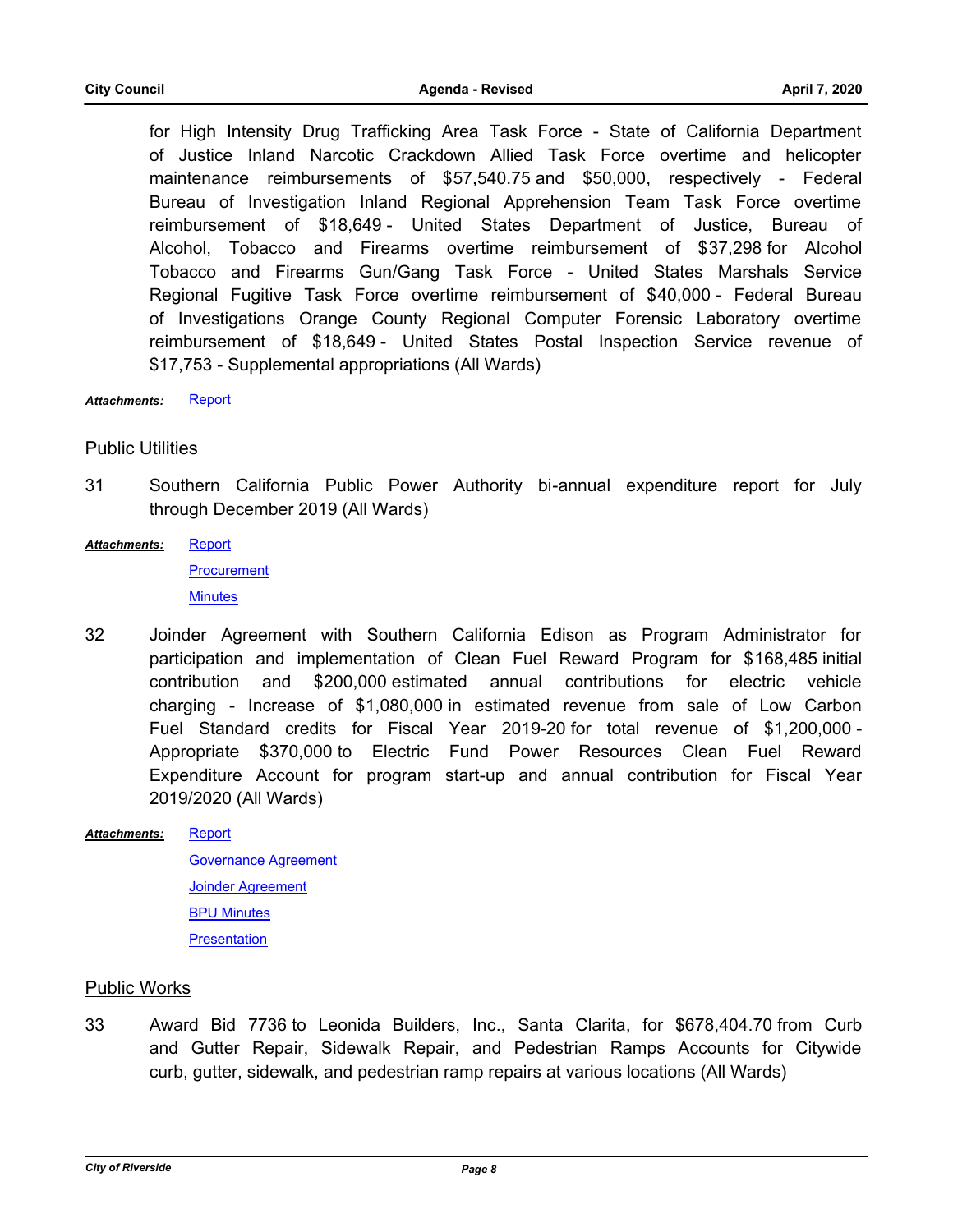for High Intensity Drug Trafficking Area Task Force - State of California Department of Justice Inland Narcotic Crackdown Allied Task Force overtime and helicopter maintenance reimbursements of $57,540.75 and $50,000, respectively - Federal Bureau of Investigation Inland Regional Apprehension Team Task Force overtime reimbursement of $18,649 - United States Department of Justice, Bureau of Alcohol, Tobacco and Firearms overtime reimbursement of $37,298 for Alcohol Tobacco and Firearms Gun/Gang Task Force - United States Marshals Service Regional Fugitive Task Force overtime reimbursement of $40,000 - Federal Bureau of Investigations Orange County Regional Computer Forensic Laboratory overtime reimbursement of $18,649 - United States Postal Inspection Service revenue of $17,753 - Supplemental appropriations (All Wards)

***Attachments:*** Report

## Public Utilities

31 Southern California Public Power Authority bi-annual expenditure report for July through December 2019 (All Wards)

***Attachments:*** Report
Procurement
Minutes

32 Joinder Agreement with Southern California Edison as Program Administrator for participation and implementation of Clean Fuel Reward Program for $168,485 initial contribution and $200,000 estimated annual contributions for electric vehicle charging - Increase of $1,080,000 in estimated revenue from sale of Low Carbon Fuel Standard credits for Fiscal Year 2019-20 for total revenue of $1,200,000 - Appropriate $370,000 to Electric Fund Power Resources Clean Fuel Reward Expenditure Account for program start-up and annual contribution for Fiscal Year 2019/2020 (All Wards)

***Attachments:*** Report
Governance Agreement
Joinder Agreement
BPU Minutes
Presentation

## Public Works

33 Award Bid 7736 to Leonida Builders, Inc., Santa Clarita, for $678,404.70 from Curb and Gutter Repair, Sidewalk Repair, and Pedestrian Ramps Accounts for Citywide curb, gutter, sidewalk, and pedestrian ramp repairs at various locations (All Wards)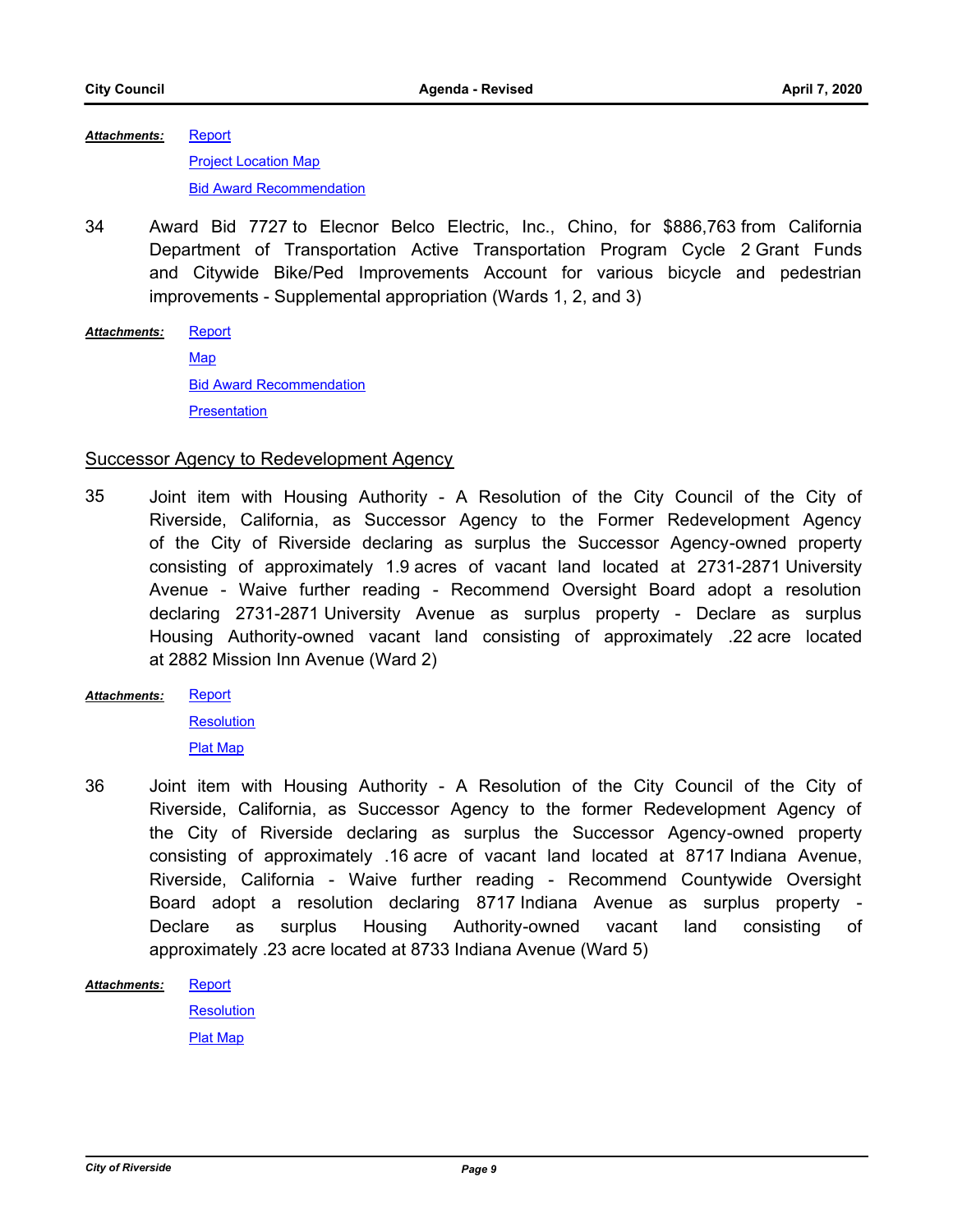***Attachments:*** Report

Project Location Map

Bid Award Recommendation

34 Award Bid 7727 to Elecnor Belco Electric, Inc., Chino, for $886,763 from California Department of Transportation Active Transportation Program Cycle 2 Grant Funds and Citywide Bike/Ped Improvements Account for various bicycle and pedestrian improvements - Supplemental appropriation (Wards 1, 2, and 3)

***Attachments:*** Report

Map

Bid Award Recommendation

Presentation

## Successor Agency to Redevelopment Agency

35 Joint item with Housing Authority - A Resolution of the City Council of the City of Riverside, California, as Successor Agency to the Former Redevelopment Agency of the City of Riverside declaring as surplus the Successor Agency-owned property consisting of approximately 1.9 acres of vacant land located at 2731-2871 University Avenue - Waive further reading - Recommend Oversight Board adopt a resolution declaring 2731-2871 University Avenue as surplus property - Declare as surplus Housing Authority-owned vacant land consisting of approximately .22 acre located at 2882 Mission Inn Avenue (Ward 2)

***Attachments:*** Report

Resolution

Plat Map

36 Joint item with Housing Authority - A Resolution of the City Council of the City of Riverside, California, as Successor Agency to the former Redevelopment Agency of the City of Riverside declaring as surplus the Successor Agency-owned property consisting of approximately .16 acre of vacant land located at 8717 Indiana Avenue, Riverside, California - Waive further reading - Recommend Countywide Oversight Board adopt a resolution declaring 8717 Indiana Avenue as surplus property - Declare as surplus Housing Authority-owned vacant land consisting of approximately .23 acre located at 8733 Indiana Avenue (Ward 5)

***Attachments:*** Report

Resolution

Plat Map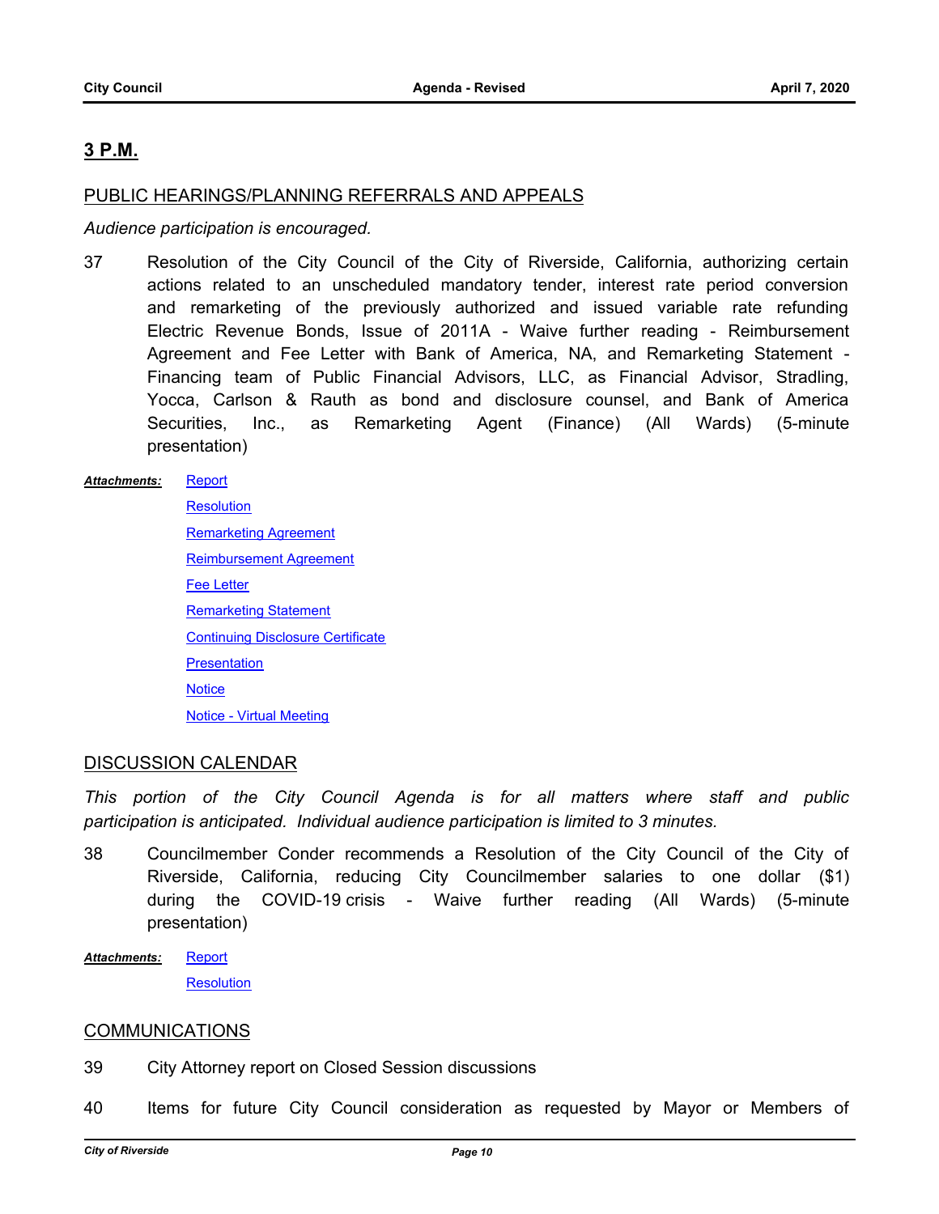## 3 P.M.

### PUBLIC HEARINGS/PLANNING REFERRALS AND APPEALS

*Audience participation is encouraged.*

37 Resolution of the City Council of the City of Riverside, California, authorizing certain actions related to an unscheduled mandatory tender, interest rate period conversion and remarketing of the previously authorized and issued variable rate refunding Electric Revenue Bonds, Issue of 2011A - Waive further reading - Reimbursement Agreement and Fee Letter with Bank of America, NA, and Remarketing Statement - Financing team of Public Financial Advisors, LLC, as Financial Advisor, Stradling, Yocca, Carlson & Rauth as bond and disclosure counsel, and Bank of America Securities, Inc., as Remarketing Agent (Finance) (All Wards) (5-minute presentation)

***Attachments:*** Report
Resolution
Remarketing Agreement
Reimbursement Agreement
Fee Letter
Remarketing Statement
Continuing Disclosure Certificate
Presentation
Notice
Notice - Virtual Meeting

### DISCUSSION CALENDAR

*This portion of the City Council Agenda is for all matters where staff and public participation is anticipated. Individual audience participation is limited to 3 minutes.*

38 Councilmember Conder recommends a Resolution of the City Council of the City of Riverside, California, reducing City Councilmember salaries to one dollar ($1) during the COVID-19 crisis - Waive further reading (All Wards) (5-minute presentation)

***Attachments:*** Report
Resolution

### COMMUNICATIONS

39 City Attorney report on Closed Session discussions

40 Items for future City Council consideration as requested by Mayor or Members of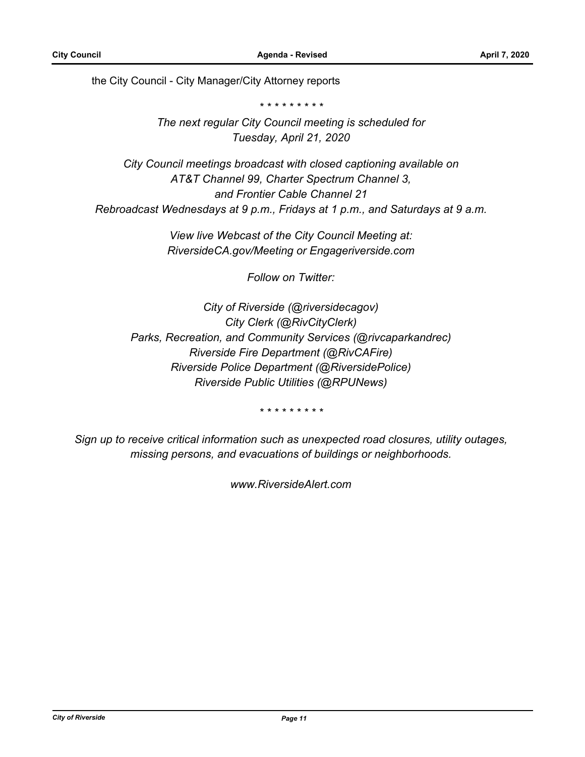the City Council - City Manager/City Attorney reports

\* \* \* \* \* \* \* \* \*

*The next regular City Council meeting is scheduled for*
*Tuesday, April 21, 2020*

*City Council meetings broadcast with closed captioning available on*
*AT&T Channel 99, Charter Spectrum Channel 3,*
*and Frontier Cable Channel 21*
*Rebroadcast Wednesdays at 9 p.m., Fridays at 1 p.m., and Saturdays at 9 a.m.*

*View live Webcast of the City Council Meeting at:*
*RiversideCA.gov/Meeting or Engageriverside.com*

*Follow on Twitter:*

*City of Riverside (@riversidecagov)*
*City Clerk (@RivCityClerk)*
*Parks, Recreation, and Community Services (@rivcaparkandrec)*
*Riverside Fire Department (@RivCAFire)*
*Riverside Police Department (@RiversidePolice)*
*Riverside Public Utilities (@RPUNews)*

\* \* \* \* \* \* \* \* \*

*Sign up to receive critical information such as unexpected road closures, utility outages, missing persons, and evacuations of buildings or neighborhoods.*

*www.RiversideAlert.com*